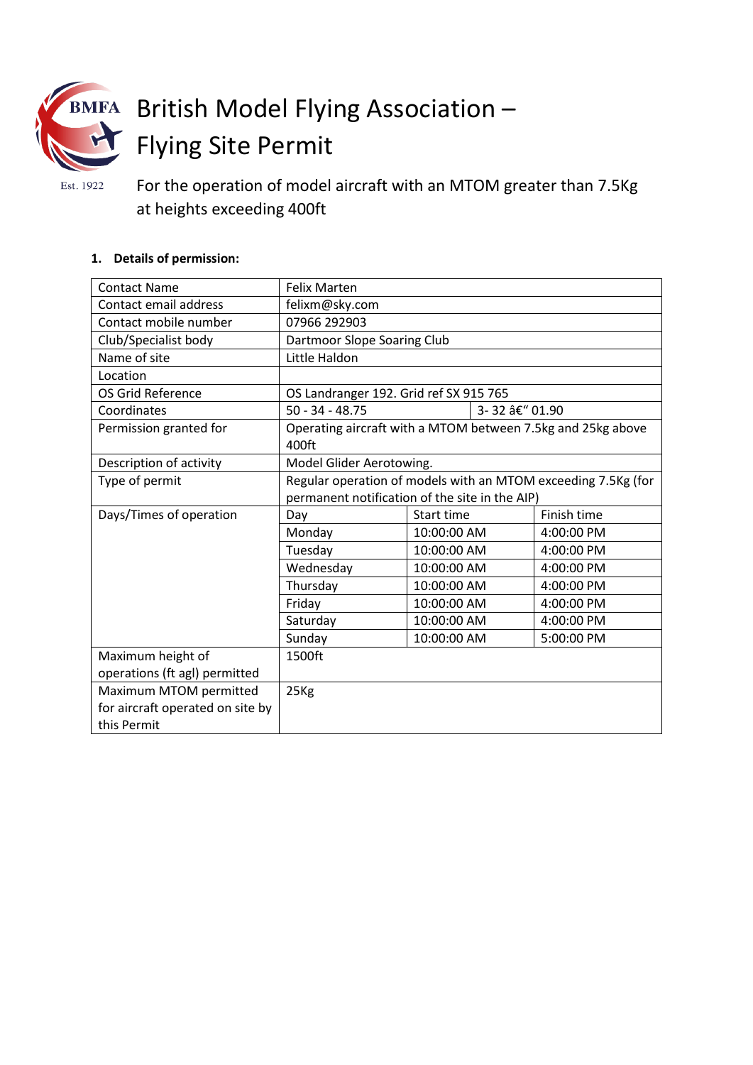# British Model Flying Association – Flying Site Permit

BMFA

Est. 1922

For the operation of model aircraft with an MTOM greater than 7.5Kg at heights exceeding 400ft

**1. Details of permission:**

| | | | |
|---|---|---|---|
| Contact Name | Felix Marten | | |
| Contact email address | felixm@sky.com | | |
| Contact mobile number | 07966 292903 | | |
| Club/Specialist body | Dartmoor Slope Soaring Club | | |
| Name of site | Little Haldon | | |
| Location | | | |
| OS Grid Reference | OS Landranger 192. Grid ref SX 915 765 | | |
| Coordinates | 50 - 34 - 48.75 | 3- 32 â€“ 01.90 | |
| Permission granted for | Operating aircraft with a MTOM between 7.5kg and 25kg above 400ft | | |
| Description of activity | Model Glider Aerotowing. | | |
| Type of permit | Regular operation of models with an MTOM exceeding 7.5Kg (for permanent notification of the site in the AIP) | | |
| Days/Times of operation | Day | Start time | Finish time |
| | Monday | 10:00:00 AM | 4:00:00 PM |
| | Tuesday | 10:00:00 AM | 4:00:00 PM |
| | Wednesday | 10:00:00 AM | 4:00:00 PM |
| | Thursday | 10:00:00 AM | 4:00:00 PM |
| | Friday | 10:00:00 AM | 4:00:00 PM |
| | Saturday | 10:00:00 AM | 4:00:00 PM |
| | Sunday | 10:00:00 AM | 5:00:00 PM |
| Maximum height of operations (ft agl) permitted | 1500ft | | |
| Maximum MTOM permitted for aircraft operated on site by this Permit | 25Kg | | |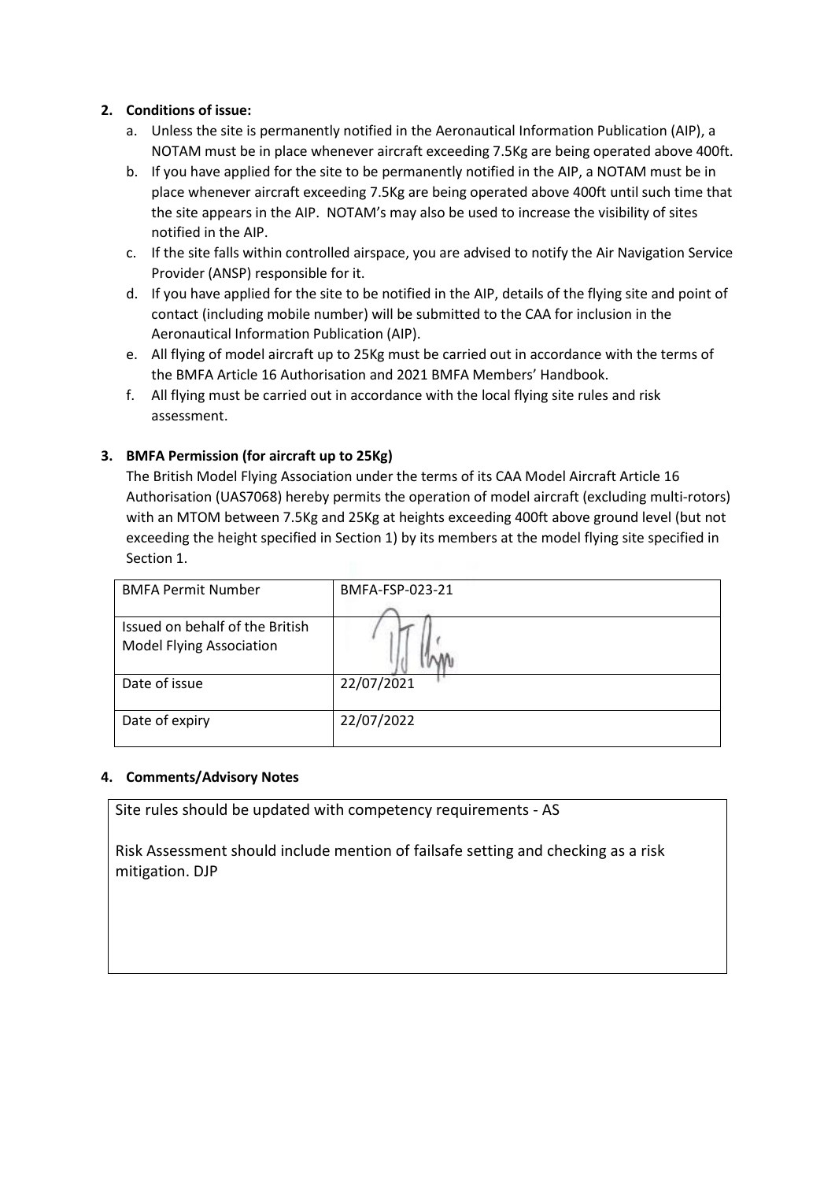2. **Conditions of issue:**
    a. Unless the site is permanently notified in the Aeronautical Information Publication (AIP), a NOTAM must be in place whenever aircraft exceeding 7.5Kg are being operated above 400ft.
    b. If you have applied for the site to be permanently notified in the AIP, a NOTAM must be in place whenever aircraft exceeding 7.5Kg are being operated above 400ft until such time that the site appears in the AIP. NOTAM's may also be used to increase the visibility of sites notified in the AIP.
    c. If the site falls within controlled airspace, you are advised to notify the Air Navigation Service Provider (ANSP) responsible for it.
    d. If you have applied for the site to be notified in the AIP, details of the flying site and point of contact (including mobile number) will be submitted to the CAA for inclusion in the Aeronautical Information Publication (AIP).
    e. All flying of model aircraft up to 25Kg must be carried out in accordance with the terms of the BMFA Article 16 Authorisation and 2021 BMFA Members' Handbook.
    f. All flying must be carried out in accordance with the local flying site rules and risk assessment.

3. **BMFA Permission (for aircraft up to 25Kg)**

    The British Model Flying Association under the terms of its CAA Model Aircraft Article 16 Authorisation (UAS7068) hereby permits the operation of model aircraft (excluding multi-rotors) with an MTOM between 7.5Kg and 25Kg at heights exceeding 400ft above ground level (but not exceeding the height specified in Section 1) by its members at the model flying site specified in Section 1.

| | |
|---|---|
| BMFA Permit Number | BMFA-FSP-023-21 |
| Issued on behalf of the British Model Flying Association | |
| Date of issue | 22/07/2021 |
| Date of expiry | 22/07/2022 |

4. **Comments/Advisory Notes**

Site rules should be updated with competency requirements - AS

Risk Assessment should include mention of failsafe setting and checking as a risk mitigation. DJP